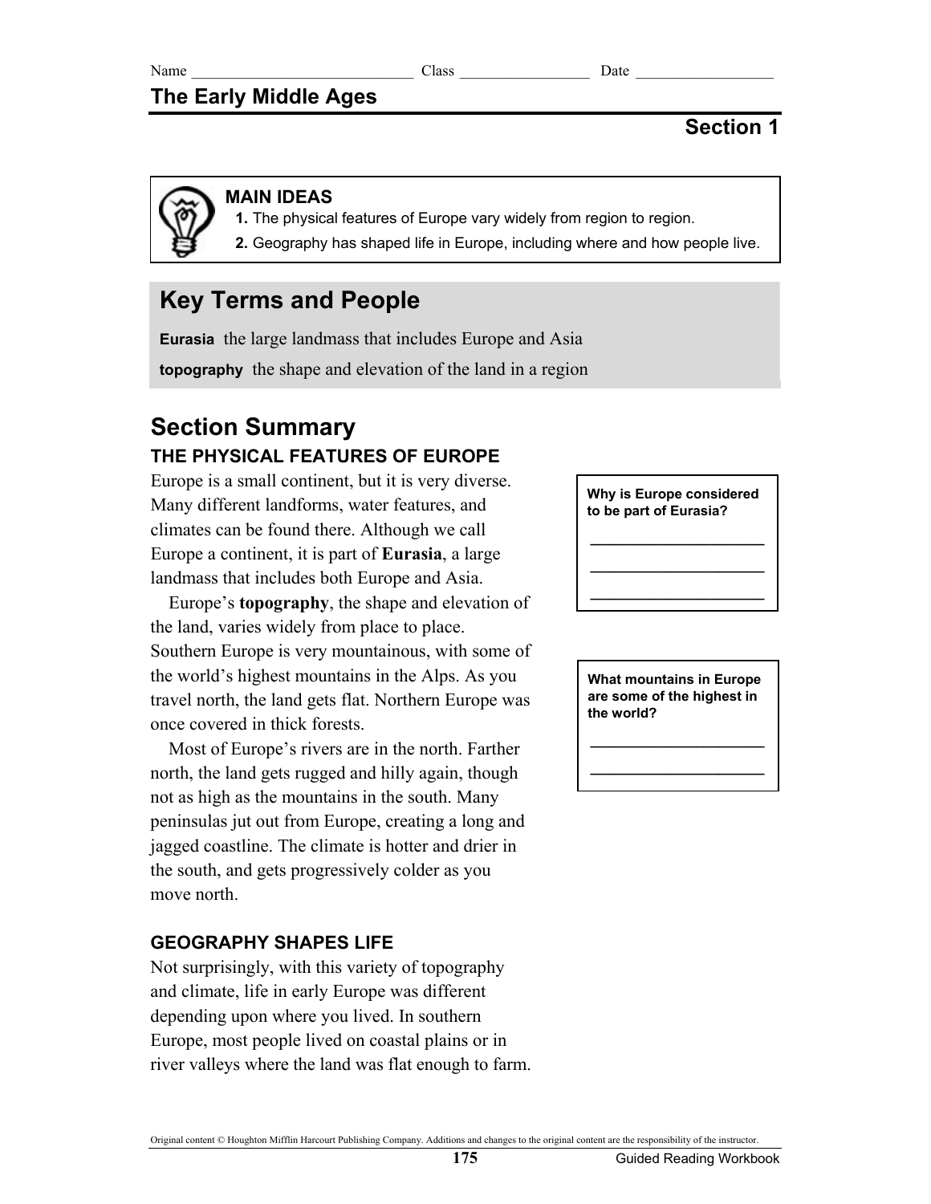Name ____________________________ Class _________________ Date __________________

# The Early Middle Ages

## Section 1

**MAIN IDEAS**

1. The physical features of Europe vary widely from region to region.
2. Geography has shaped life in Europe, including where and how people live.

## Key Terms and People

**Eurasia** the large landmass that includes Europe and Asia

**topography** the shape and elevation of the land in a region

## Section Summary

### THE PHYSICAL FEATURES OF EUROPE

Europe is a small continent, but it is very diverse. Many different landforms, water features, and climates can be found there. Although we call Europe a continent, it is part of **Eurasia**, a large landmass that includes both Europe and Asia.

**Why is Europe considered to be part of Eurasia?**

_______________________

_______________________

_______________________

Europe's **topography**, the shape and elevation of the land, varies widely from place to place. Southern Europe is very mountainous, with some of the world's highest mountains in the Alps. As you travel north, the land gets flat. Northern Europe was once covered in thick forests.

**What mountains in Europe are some of the highest in the world?**

_______________________

_______________________

Most of Europe's rivers are in the north. Farther north, the land gets rugged and hilly again, though not as high as the mountains in the south. Many peninsulas jut out from Europe, creating a long and jagged coastline. The climate is hotter and drier in the south, and gets progressively colder as you move north.

### GEOGRAPHY SHAPES LIFE

Not surprisingly, with this variety of topography and climate, life in early Europe was different depending upon where you lived. In southern Europe, most people lived on coastal plains or in river valleys where the land was flat enough to farm.

Original content © Houghton Mifflin Harcourt Publishing Company. Additions and changes to the original content are the responsibility of the instructor.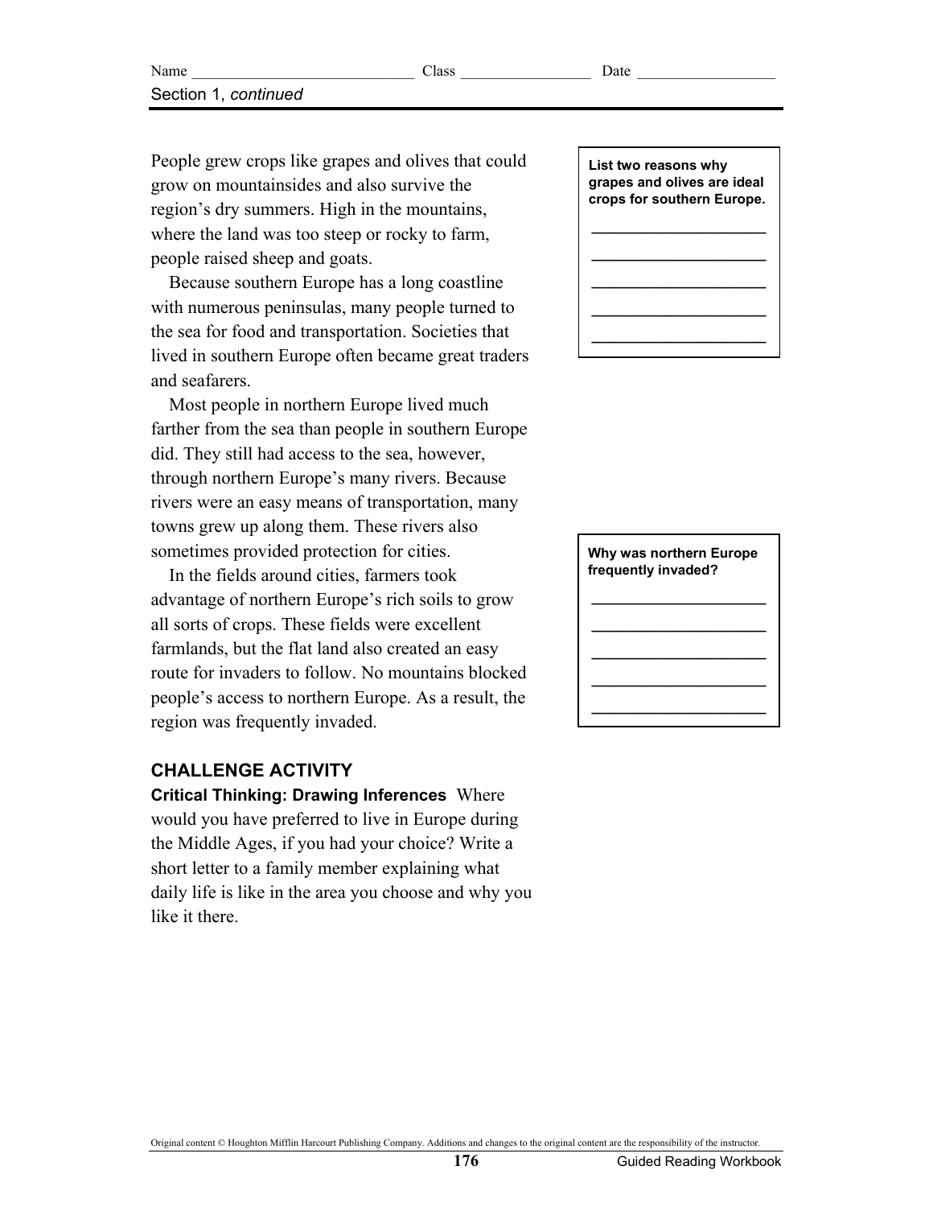Section 1, *continued*

People grew crops like grapes and olives that could grow on mountainsides and also survive the region's dry summers. High in the mountains, where the land was too steep or rocky to farm, people raised sheep and goats.

Because southern Europe has a long coastline with numerous peninsulas, many people turned to the sea for food and transportation. Societies that lived in southern Europe often became great traders and seafarers.

Most people in northern Europe lived much farther from the sea than people in southern Europe did. They still had access to the sea, however, through northern Europe's many rivers. Because rivers were an easy means of transportation, many towns grew up along them. These rivers also sometimes provided protection for cities.

In the fields around cities, farmers took advantage of northern Europe's rich soils to grow all sorts of crops. These fields were excellent farmlands, but the flat land also created an easy route for invaders to follow. No mountains blocked people's access to northern Europe. As a result, the region was frequently invaded.

**List two reasons why grapes and olives are ideal crops for southern Europe.**

______________________

______________________

______________________

______________________

______________________

**Why was northern Europe frequently invaded?**

______________________

______________________

______________________

______________________

______________________

## CHALLENGE ACTIVITY

**Critical Thinking: Drawing Inferences** Where would you have preferred to live in Europe during the Middle Ages, if you had your choice? Write a short letter to a family member explaining what daily life is like in the area you choose and why you like it there.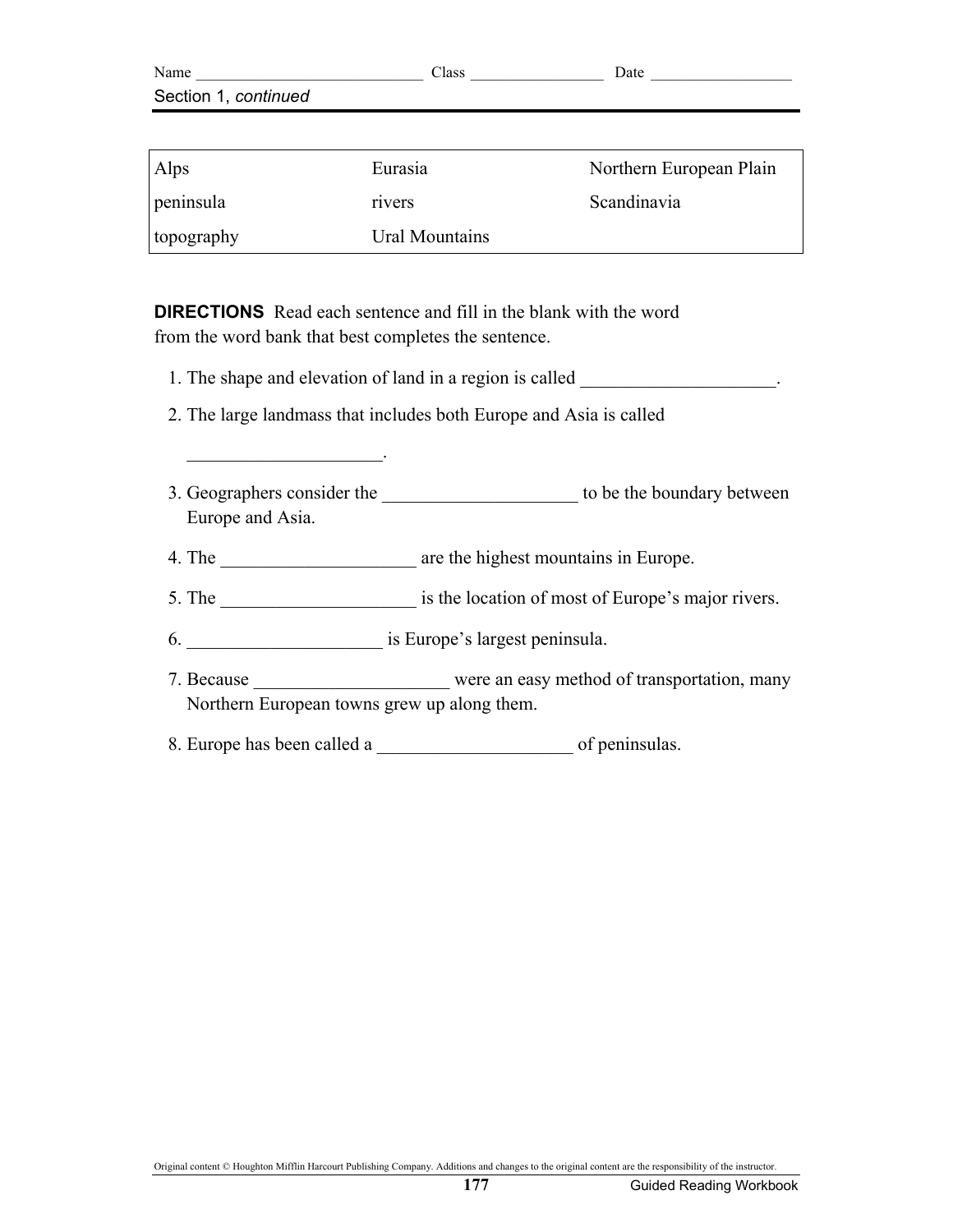Name ____________________________ Class ________________ Date _________________

Section 1, *continued*

| | | |
|---|---|---|
| Alps | Eurasia | Northern European Plain |
| peninsula | rivers | Scandinavia |
| topography | Ural Mountains | |

**DIRECTIONS** Read each sentence and fill in the blank with the word from the word bank that best completes the sentence.

1. The shape and elevation of land in a region is called ____________________.
2. The large landmass that includes both Europe and Asia is called ____________________.
3. Geographers consider the ____________________ to be the boundary between Europe and Asia.
4. The ____________________ are the highest mountains in Europe.
5. The ____________________ is the location of most of Europe's major rivers.
6. ____________________ is Europe's largest peninsula.
7. Because ____________________ were an easy method of transportation, many Northern European towns grew up along them.
8. Europe has been called a ____________________ of peninsulas.

Original content © Houghton Mifflin Harcourt Publishing Company. Additions and changes to the original content are the responsibility of the instructor.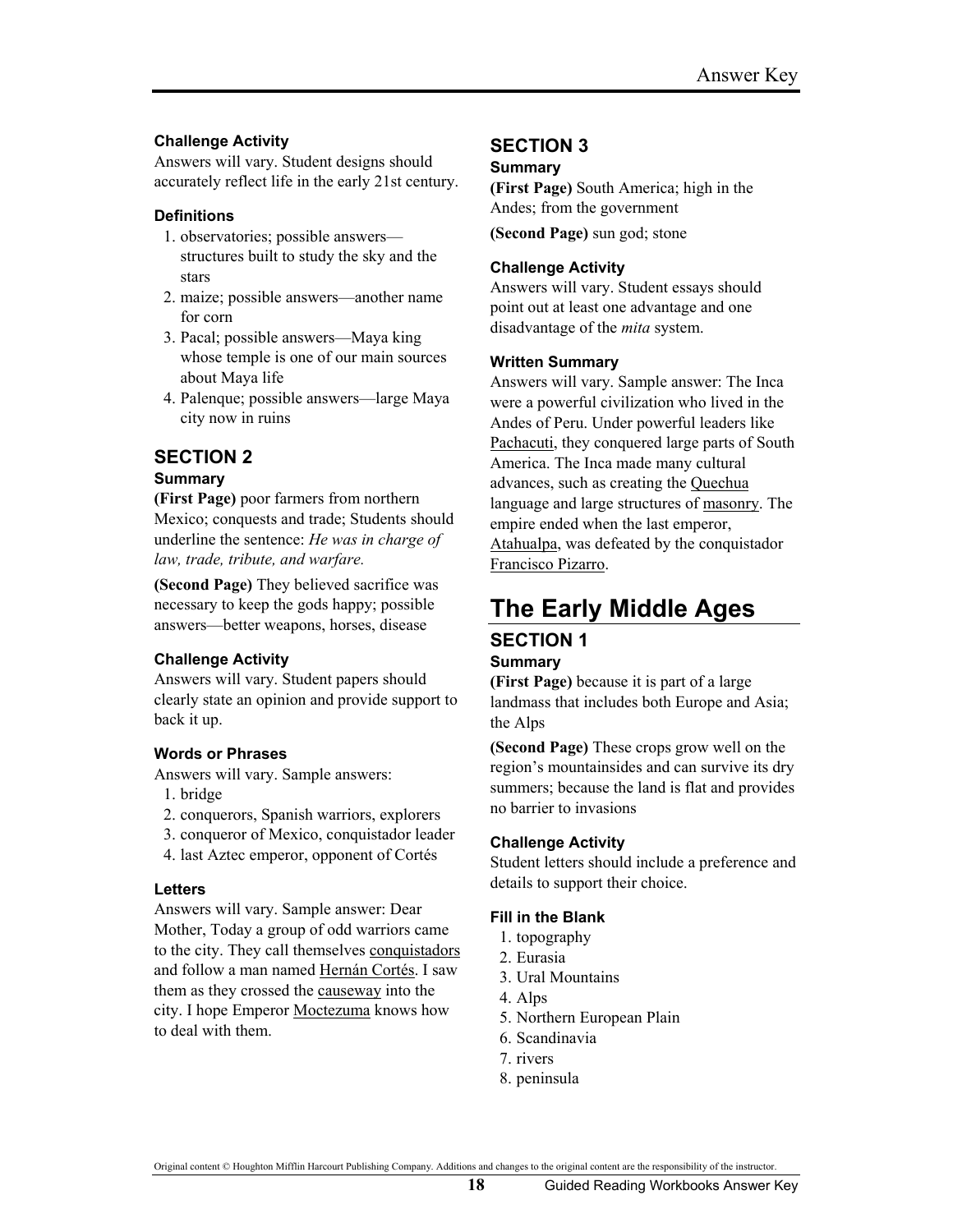### Challenge Activity

Answers will vary. Student designs should accurately reflect life in the early 21st century.

### Definitions

1. observatories; possible answers—structures built to study the sky and the stars
2. maize; possible answers—another name for corn
3. Pacal; possible answers—Maya king whose temple is one of our main sources about Maya life
4. Palenque; possible answers—large Maya city now in ruins

## SECTION 2

### Summary

**(First Page)** poor farmers from northern Mexico; conquests and trade; Students should underline the sentence: *He was in charge of law, trade, tribute, and warfare.*

**(Second Page)** They believed sacrifice was necessary to keep the gods happy; possible answers—better weapons, horses, disease

### Challenge Activity

Answers will vary. Student papers should clearly state an opinion and provide support to back it up.

### Words or Phrases

Answers will vary. Sample answers:

1. bridge
2. conquerors, Spanish warriors, explorers
3. conqueror of Mexico, conquistador leader
4. last Aztec emperor, opponent of Cortés

### Letters

Answers will vary. Sample answer: Dear Mother, Today a group of odd warriors came to the city. They call themselves <u>conquistadors</u> and follow a man named <u>Hernán Cortés</u>. I saw them as they crossed the <u>causeway</u> into the city. I hope Emperor <u>Moctezuma</u> knows how to deal with them.

## SECTION 3

### Summary

**(First Page)** South America; high in the Andes; from the government

**(Second Page)** sun god; stone

### Challenge Activity

Answers will vary. Student essays should point out at least one advantage and one disadvantage of the *mita* system.

### Written Summary

Answers will vary. Sample answer: The Inca were a powerful civilization who lived in the Andes of Peru. Under powerful leaders like <u>Pachacuti</u>, they conquered large parts of South America. The Inca made many cultural advances, such as creating the <u>Quechua</u> language and large structures of <u>masonry</u>. The empire ended when the last emperor, <u>Atahualpa</u>, was defeated by the conquistador <u>Francisco Pizarro</u>.

# The Early Middle Ages

## SECTION 1

### Summary

**(First Page)** because it is part of a large landmass that includes both Europe and Asia; the Alps

**(Second Page)** These crops grow well on the region's mountainsides and can survive its dry summers; because the land is flat and provides no barrier to invasions

### Challenge Activity

Student letters should include a preference and details to support their choice.

### Fill in the Blank

1. topography
2. Eurasia
3. Ural Mountains
4. Alps
5. Northern European Plain
6. Scandinavia
7. rivers
8. peninsula

Original content © Houghton Mifflin Harcourt Publishing Company. Additions and changes to the original content are the responsibility of the instructor.